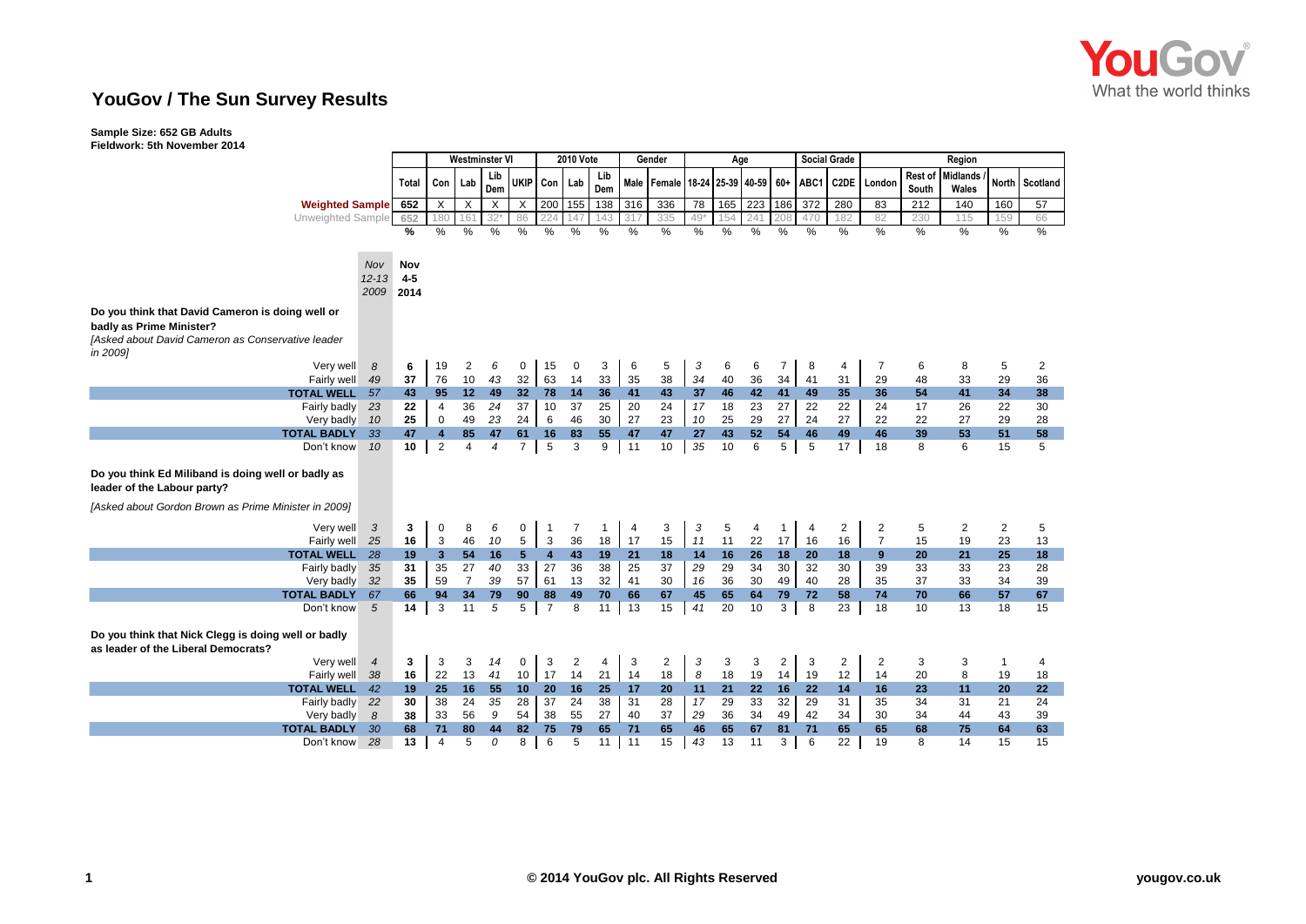# YouGov / The Sun Survey Results

**Sample Size: 652 GB Adults**
**Fieldwork: 5th November 2014**

| | Nov 12-13 2009 | Total | Westminster VI | | | | 2010 Vote | | | Gender | | Age | | | | Social Grade | | Region | | | | |
|---|---|---|---|---|---|---|---|---|---|---|---|---|---|---|---|---|---|---|---|---|---|---|
| | | | Con | Lab | Lib Dem | UKIP | Con | Lab | Lib Dem | Male | Female | 18-24 | 25-39 | 40-59 | 60+ | ABC1 | C2DE | London | Rest of South | Midlands / Wales | North | Scotland |
| **Weighted Sample** | | 652 | X | X | X | X | 200 | 155 | 138 | 316 | 336 | 78 | 165 | 223 | 186 | 372 | 280 | 83 | 212 | 140 | 160 | 57 |
| Unweighted Sample | | 652 | 180 | 161 | 32* | 86 | 224 | 147 | 143 | 317 | 335 | 49* | 154 | 241 | 208 | 470 | 182 | 82 | 230 | 115 | 159 | 66 |
| | | % | % | % | % | % | % | % | % | % | % | % | % | % | % | % | % | % | % | % | % | % |
| | *Nov 12-13 2009* | **Nov 4-5 2014** | | | | | | | | | | | | | | | | | | | | |
| **Do you think that David Cameron is doing well or badly as Prime Minister?** *[Asked about David Cameron as Conservative leader in 2009]* | | | | | | | | | | | | | | | | | | | | | | |
| Very well | *8* | 6 | 19 | 2 | *6* | 0 | 15 | 0 | 3 | 6 | 5 | *3* | 6 | 6 | 7 | 8 | 4 | 7 | 6 | 8 | 5 | 2 |
| Fairly well | *49* | 37 | 76 | 10 | *43* | 32 | 63 | 14 | 33 | 35 | 38 | *34* | 40 | 36 | 34 | 41 | 31 | 29 | 48 | 33 | 29 | 36 |
| **TOTAL WELL** | *57* | **43** | **95** | **12** | **49** | **32** | **78** | **14** | **36** | **41** | **43** | **37** | **46** | **42** | **41** | **49** | **35** | **36** | **54** | **41** | **34** | **38** |
| Fairly badly | *23* | 22 | 4 | 36 | *24* | 37 | 10 | 37 | 25 | 20 | 24 | *17* | 18 | 23 | 27 | 22 | 22 | 24 | 17 | 26 | 22 | 30 |
| Very badly | *10* | 25 | 0 | 49 | *23* | 24 | 6 | 46 | 30 | 27 | 23 | *10* | 25 | 29 | 27 | 24 | 27 | 22 | 22 | 27 | 29 | 28 |
| **TOTAL BADLY** | *33* | **47** | **4** | **85** | **47** | **61** | **16** | **83** | **55** | **47** | **47** | **27** | **43** | **52** | **54** | **46** | **49** | **46** | **39** | **53** | **51** | **58** |
| Don't know | *10* | 10 | 2 | 4 | *4* | 7 | 5 | 3 | 9 | 11 | 10 | *35* | 10 | 6 | 5 | 5 | 17 | 18 | 8 | 6 | 15 | 5 |
| **Do you think Ed Miliband is doing well or badly as leader of the Labour party?** *[Asked about Gordon Brown as Prime Minister in 2009]* | | | | | | | | | | | | | | | | | | | | | | |
| Very well | *3* | 3 | 0 | 8 | *6* | 0 | 1 | 7 | 1 | 4 | 3 | *3* | 5 | 4 | 1 | 4 | 2 | 2 | 5 | 2 | 2 | 5 |
| Fairly well | *25* | 16 | 3 | 46 | *10* | 5 | 3 | 36 | 18 | 17 | 15 | *11* | 11 | 22 | 17 | 16 | 16 | 7 | 15 | 19 | 23 | 13 |
| **TOTAL WELL** | *28* | **19** | **3** | **54** | **16** | **5** | **4** | **43** | **19** | **21** | **18** | **14** | **16** | **26** | **18** | **20** | **18** | **9** | **20** | **21** | **25** | **18** |
| Fairly badly | *35* | 31 | 35 | 27 | *40* | 33 | 27 | 36 | 38 | 25 | 37 | *29* | 29 | 34 | 30 | 32 | 30 | 39 | 33 | 33 | 23 | 28 |
| Very badly | *32* | 35 | 59 | 7 | *39* | 57 | 61 | 13 | 32 | 41 | 30 | *16* | 36 | 30 | 49 | 40 | 28 | 35 | 37 | 33 | 34 | 39 |
| **TOTAL BADLY** | *67* | **66** | **94** | **34** | **79** | **90** | **88** | **49** | **70** | **66** | **67** | **45** | **65** | **64** | **79** | **72** | **58** | **74** | **70** | **66** | **57** | **67** |
| Don't know | *5* | 14 | 3 | 11 | *5* | 5 | 7 | 8 | 11 | 13 | 15 | *41* | 20 | 10 | 3 | 8 | 23 | 18 | 10 | 13 | 18 | 15 |
| **Do you think that Nick Clegg is doing well or badly as leader of the Liberal Democrats?** | | | | | | | | | | | | | | | | | | | | | | |
| Very well | *4* | 3 | 3 | 3 | *14* | 0 | 3 | 2 | 4 | 3 | 2 | *3* | 3 | 3 | 2 | 3 | 2 | 2 | 3 | 3 | 1 | 4 |
| Fairly well | *38* | 16 | 22 | 13 | *41* | 10 | 17 | 14 | 21 | 14 | 18 | *8* | 18 | 19 | 14 | 19 | 12 | 14 | 20 | 8 | 19 | 18 |
| **TOTAL WELL** | *42* | **19** | **25** | **16** | **55** | **10** | **20** | **16** | **25** | **17** | **20** | **11** | **21** | **22** | **16** | **22** | **14** | **16** | **23** | **11** | **20** | **22** |
| Fairly badly | *22* | 30 | 38 | 24 | *35* | 28 | 37 | 24 | 38 | 31 | 28 | *17* | 29 | 33 | 32 | 29 | 31 | 35 | 34 | 31 | 21 | 24 |
| Very badly | *8* | 38 | 33 | 56 | *9* | 54 | 38 | 55 | 27 | 40 | 37 | *29* | 36 | 34 | 49 | 42 | 34 | 30 | 34 | 44 | 43 | 39 |
| **TOTAL BADLY** | *30* | **68** | **71** | **80** | **44** | **82** | **75** | **79** | **65** | **71** | **65** | **46** | **65** | **67** | **81** | **71** | **65** | **65** | **68** | **75** | **64** | **63** |
| Don't know | *28* | 13 | 4 | 5 | *0* | 8 | 6 | 5 | 11 | 11 | 15 | *43* | 13 | 11 | 3 | 6 | 22 | 19 | 8 | 14 | 15 | 15 |

© 2014 YouGov plc. All Rights Reserved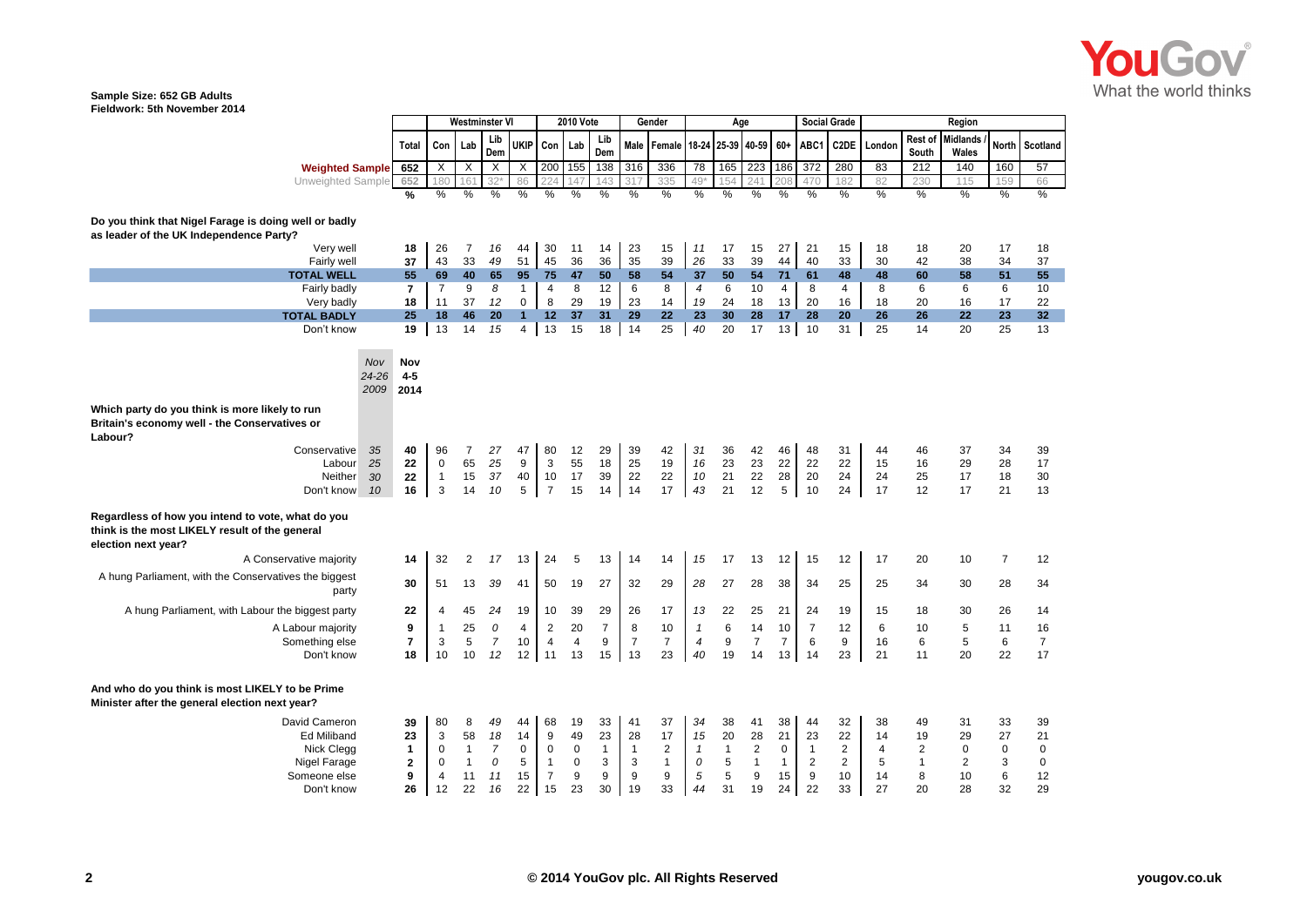**Sample Size: 652 GB Adults**
**Fieldwork: 5th November 2014**

| | | Total | Westminster VI | | | | 2010 Vote | | | Gender | | Age | | | | Social Grade | | Region | | | | |
|---|---|---|---|---|---|---|---|---|---|---|---|---|---|---|---|---|---|---|---|---|---|---|
| | | | Con | Lab | Lib Dem | UKIP | Con | Lab | Lib Dem | Male | Female | 18-24 | 25-39 | 40-59 | 60+ | ABC1 | C2DE | London | Rest of South | Midlands / Wales | North | Scotland |
| **Weighted Sample** | | 652 | X | X | X | X | 200 | 155 | 138 | 316 | 336 | 78 | 165 | 223 | 186 | 372 | 280 | 83 | 212 | 140 | 160 | 57 |
| Unweighted Sample | | 652 | 180 | 161 | 32* | 86 | 224 | 147 | 143 | 317 | 335 | 49* | 154 | 241 | 208 | 470 | 182 | 82 | 230 | 115 | 159 | 66 |
| | | % | % | % | % | % | % | % | % | % | % | % | % | % | % | % | % | % | % | % | % | % |
| **Do you think that Nigel Farage is doing well or badly as leader of the UK Independence Party?** | | | | | | | | | | | | | | | | | | | | | | |
| Very well | | 18 | 26 | 7 | 16 | 44 | 30 | 11 | 14 | 23 | 15 | 11 | 17 | 15 | 27 | 21 | 15 | 18 | 18 | 20 | 17 | 18 |
| Fairly well | | 37 | 43 | 33 | 49 | 51 | 45 | 36 | 36 | 35 | 39 | 26 | 33 | 39 | 44 | 40 | 33 | 30 | 42 | 38 | 34 | 37 |
| **TOTAL WELL** | | **55** | **69** | **40** | **65** | **95** | **75** | **47** | **50** | **58** | **54** | **37** | **50** | **54** | **71** | **61** | **48** | **48** | **60** | **58** | **51** | **55** |
| Fairly badly | | 7 | 7 | 9 | 8 | 1 | 4 | 8 | 12 | 6 | 8 | 4 | 6 | 10 | 4 | 8 | 4 | 8 | 6 | 6 | 6 | 10 |
| Very badly | | 18 | 11 | 37 | 12 | 0 | 8 | 29 | 19 | 23 | 14 | 19 | 24 | 18 | 13 | 20 | 16 | 18 | 20 | 16 | 17 | 22 |
| **TOTAL BADLY** | | **25** | **18** | **46** | **20** | **1** | **12** | **37** | **31** | **29** | **22** | **23** | **30** | **28** | **17** | **28** | **20** | **26** | **26** | **22** | **23** | **32** |
| Don't know | | 19 | 13 | 14 | 15 | 4 | 13 | 15 | 18 | 14 | 25 | 40 | 20 | 17 | 13 | 10 | 31 | 25 | 14 | 20 | 25 | 13 |
| | Nov 24-26 2009 | Nov 4-5 2014 | | | | | | | | | | | | | | | | | | | | |
| **Which party do you think is more likely to run Britain's economy well - the Conservatives or Labour?** | | | | | | | | | | | | | | | | | | | | | | |
| Conservative | 35 | 40 | 96 | 7 | 27 | 47 | 80 | 12 | 29 | 39 | 42 | 31 | 36 | 42 | 46 | 48 | 31 | 44 | 46 | 37 | 34 | 39 |
| Labour | 25 | 22 | 0 | 65 | 25 | 9 | 3 | 55 | 18 | 25 | 19 | 16 | 23 | 23 | 22 | 22 | 22 | 15 | 16 | 29 | 28 | 17 |
| Neither | 30 | 22 | 1 | 15 | 37 | 40 | 10 | 17 | 39 | 22 | 22 | 10 | 21 | 22 | 28 | 20 | 24 | 24 | 25 | 17 | 18 | 30 |
| Don't know | 10 | 16 | 3 | 14 | 10 | 5 | 7 | 15 | 14 | 14 | 17 | 43 | 21 | 12 | 5 | 10 | 24 | 17 | 12 | 17 | 21 | 13 |
| **Regardless of how you intend to vote, what do you think is the most LIKELY result of the general election next year?** | | | | | | | | | | | | | | | | | | | | | | |
| A Conservative majority | | 14 | 32 | 2 | 17 | 13 | 24 | 5 | 13 | 14 | 14 | 15 | 17 | 13 | 12 | 15 | 12 | 17 | 20 | 10 | 7 | 12 |
| A hung Parliament, with the Conservatives the biggest party | | 30 | 51 | 13 | 39 | 41 | 50 | 19 | 27 | 32 | 29 | 28 | 27 | 28 | 38 | 34 | 25 | 25 | 34 | 30 | 28 | 34 |
| A hung Parliament, with Labour the biggest party | | 22 | 4 | 45 | 24 | 19 | 10 | 39 | 29 | 26 | 17 | 13 | 22 | 25 | 21 | 24 | 19 | 15 | 18 | 30 | 26 | 14 |
| A Labour majority | | 9 | 1 | 25 | 0 | 4 | 2 | 20 | 7 | 8 | 10 | 1 | 6 | 14 | 10 | 7 | 12 | 6 | 10 | 5 | 11 | 16 |
| Something else | | 7 | 3 | 5 | 7 | 10 | 4 | 4 | 9 | 7 | 7 | 4 | 9 | 7 | 7 | 6 | 9 | 16 | 6 | 5 | 6 | 7 |
| Don't know | | 18 | 10 | 10 | 12 | 12 | 11 | 13 | 15 | 13 | 23 | 40 | 19 | 14 | 13 | 14 | 23 | 21 | 11 | 20 | 22 | 17 |
| **And who do you think is most LIKELY to be Prime Minister after the general election next year?** | | | | | | | | | | | | | | | | | | | | | | |
| David Cameron | | 39 | 80 | 8 | 49 | 44 | 68 | 19 | 33 | 41 | 37 | 34 | 38 | 41 | 38 | 44 | 32 | 38 | 49 | 31 | 33 | 39 |
| Ed Miliband | | 23 | 3 | 58 | 18 | 14 | 9 | 49 | 23 | 28 | 17 | 15 | 20 | 28 | 21 | 23 | 22 | 14 | 19 | 29 | 27 | 21 |
| Nick Clegg | | 1 | 0 | 1 | 7 | 0 | 0 | 0 | 1 | 1 | 2 | 1 | 1 | 2 | 0 | 1 | 2 | 4 | 2 | 0 | 0 | 0 |
| Nigel Farage | | 2 | 0 | 1 | 0 | 5 | 1 | 0 | 3 | 3 | 1 | 0 | 5 | 1 | 1 | 2 | 2 | 5 | 1 | 2 | 3 | 0 |
| Someone else | | 9 | 4 | 11 | 11 | 15 | 7 | 9 | 9 | 9 | 9 | 5 | 5 | 9 | 15 | 9 | 10 | 14 | 8 | 10 | 6 | 12 |
| Don't know | | 26 | 12 | 22 | 16 | 22 | 15 | 23 | 30 | 19 | 33 | 44 | 31 | 19 | 24 | 22 | 33 | 27 | 20 | 28 | 32 | 29 |

© 2014 YouGov plc. All Rights Reserved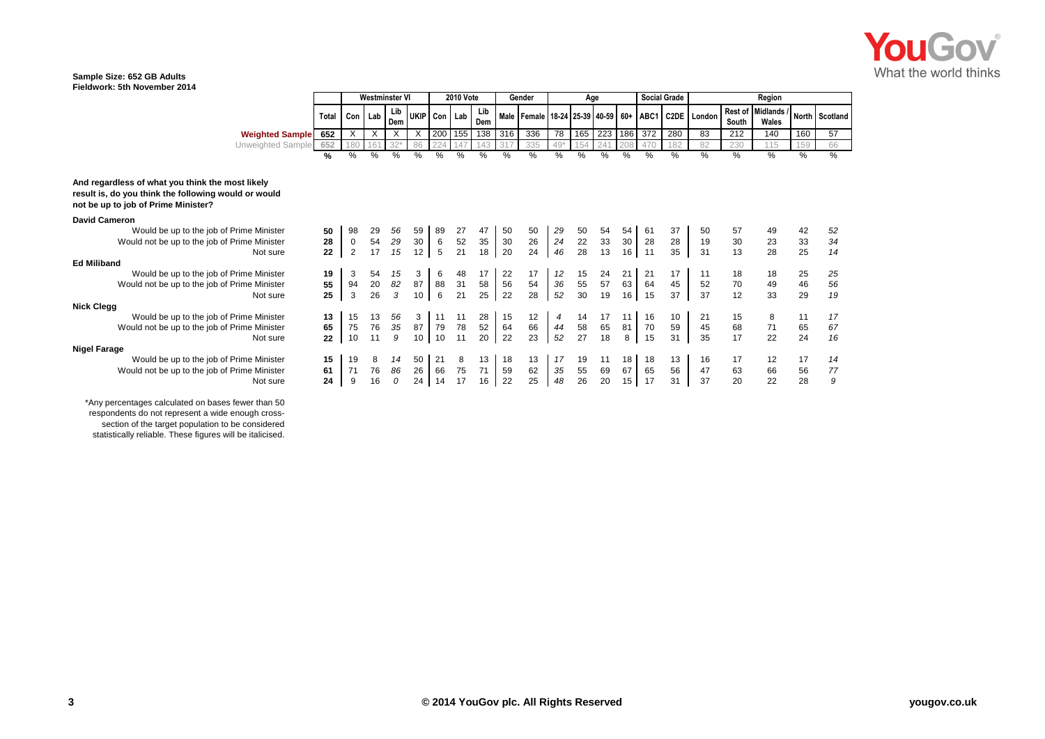**Sample Size: 652 GB Adults**
**Fieldwork: 5th November 2014**

| | | Westminster VI | | | | 2010 Vote | | | Gender | | Age | | | | Social Grade | | Region | | | | |
|---|---|---|---|---|---|---|---|---|---|---|---|---|---|---|---|---|---|---|---|---|---|
| | Total | Con | Lab | Lib Dem | UKIP | Con | Lab | Lib Dem | Male | Female | 18-24 | 25-39 | 40-59 | 60+ | ABC1 | C2DE | London | Rest of South | Midlands / Wales | North | Scotland |
| **Weighted Sample** | 652 | X | X | X | X | 200 | 155 | 138 | 316 | 336 | 78 | 165 | 223 | 186 | 372 | 280 | 83 | 212 | 140 | 160 | 57 |
| Unweighted Sample | 652 | 180 | 161 | 32* | 86 | 224 | 147 | 143 | 317 | 335 | 49* | 154 | 241 | 208 | 470 | 182 | 82 | 230 | 115 | 159 | 66 |
| | % | % | % | % | % | % | % | % | % | % | % | % | % | % | % | % | % | % | % | % | % |
| **And regardless of what you think the most likely result is, do you think the following would or would not be up to job of Prime Minister?** | | | | | | | | | | | | | | | | | | | | | |
| **David Cameron** | | | | | | | | | | | | | | | | | | | | | |
| Would be up to the job of Prime Minister | 50 | 98 | 29 | *56* | 59 | 89 | 27 | 47 | 50 | 50 | *29* | 50 | 54 | 54 | 61 | 37 | 50 | 57 | 49 | 42 | *52* |
| Would not be up to the job of Prime Minister | 28 | 0 | 54 | *29* | 30 | 6 | 52 | 35 | 30 | 26 | *24* | 22 | 33 | 30 | 28 | 28 | 19 | 30 | 23 | 33 | *34* |
| Not sure | 22 | 2 | 17 | *15* | 12 | 5 | 21 | 18 | 20 | 24 | *46* | 28 | 13 | 16 | 11 | 35 | 31 | 13 | 28 | 25 | *14* |
| **Ed Miliband** | | | | | | | | | | | | | | | | | | | | | |
| Would be up to the job of Prime Minister | 19 | 3 | 54 | *15* | 3 | 6 | 48 | 17 | 22 | 17 | *12* | 15 | 24 | 21 | 21 | 17 | 11 | 18 | 18 | 25 | *25* |
| Would not be up to the job of Prime Minister | 55 | 94 | 20 | *82* | 87 | 88 | 31 | 58 | 56 | 54 | *36* | 55 | 57 | 63 | 64 | 45 | 52 | 70 | 49 | 46 | *56* |
| Not sure | 25 | 3 | 26 | *3* | 10 | 6 | 21 | 25 | 22 | 28 | *52* | 30 | 19 | 16 | 15 | 37 | 37 | 12 | 33 | 29 | *19* |
| **Nick Clegg** | | | | | | | | | | | | | | | | | | | | | |
| Would be up to the job of Prime Minister | 13 | 15 | 13 | *56* | 3 | 11 | 11 | 28 | 15 | 12 | *4* | 14 | 17 | 11 | 16 | 10 | 21 | 15 | 8 | 11 | *17* |
| Would not be up to the job of Prime Minister | 65 | 75 | 76 | *35* | 87 | 79 | 78 | 52 | 64 | 66 | *44* | 58 | 65 | 81 | 70 | 59 | 45 | 68 | 71 | 65 | *67* |
| Not sure | 22 | 10 | 11 | *9* | 10 | 10 | 11 | 20 | 22 | 23 | *52* | 27 | 18 | 8 | 15 | 31 | 35 | 17 | 22 | 24 | *16* |
| **Nigel Farage** | | | | | | | | | | | | | | | | | | | | | |
| Would be up to the job of Prime Minister | 15 | 19 | 8 | *14* | 50 | 21 | 8 | 13 | 18 | 13 | *17* | 19 | 11 | 18 | 18 | 13 | 16 | 17 | 12 | 17 | *14* |
| Would not be up to the job of Prime Minister | 61 | 71 | 76 | *86* | 26 | 66 | 75 | 71 | 59 | 62 | *35* | 55 | 69 | 67 | 65 | 56 | 47 | 63 | 66 | 56 | *77* |
| Not sure | 24 | 9 | 16 | *0* | 24 | 14 | 17 | 16 | 22 | 25 | *48* | 26 | 20 | 15 | 17 | 31 | 37 | 20 | 22 | 28 | *9* |

*Any percentages calculated on bases fewer than 50 respondents do not represent a wide enough cross-section of the target population to be considered statistically reliable. These figures will be italicised.

© 2014 YouGov plc. All Rights Reserved